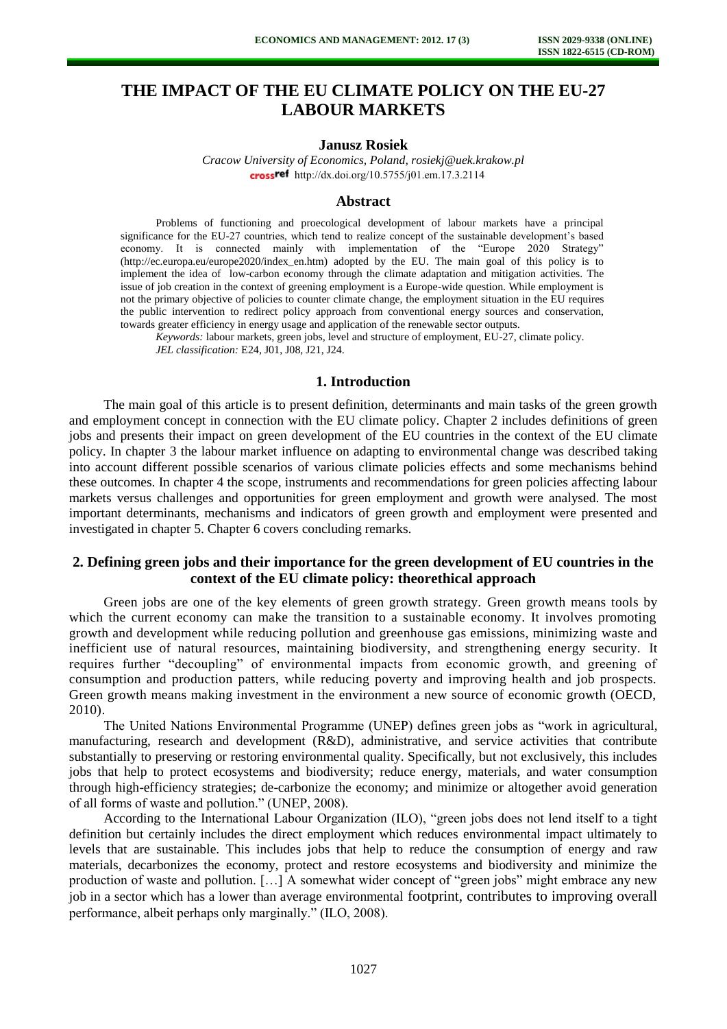# THE IMPACT OF THE EU CLIMATE POLICY ON THE EU-27 LABOUR MARKETS

**Janusz Rosiek**

*Cracow University of Economics, Poland, rosiekj@uek.krakow.pl*
http://dx.doi.org/10.5755/j01.em.17.3.2114

## Abstract

Problems of functioning and proecological development of labour markets have a principal significance for the EU-27 countries, which tend to realize concept of the sustainable development's based economy. It is connected mainly with implementation of the "Europe 2020 Strategy" (http://ec.europa.eu/europe2020/index_en.htm) adopted by the EU. The main goal of this policy is to implement the idea of low-carbon economy through the climate adaptation and mitigation activities. The issue of job creation in the context of greening employment is a Europe-wide question. While employment is not the primary objective of policies to counter climate change, the employment situation in the EU requires the public intervention to redirect policy approach from conventional energy sources and conservation, towards greater efficiency in energy usage and application of the renewable sector outputs.

*Keywords:* labour markets, green jobs, level and structure of employment, EU-27, climate policy.
*JEL classification:* E24, J01, J08, J21, J24.

## 1. Introduction

The main goal of this article is to present definition, determinants and main tasks of the green growth and employment concept in connection with the EU climate policy. Chapter 2 includes definitions of green jobs and presents their impact on green development of the EU countries in the context of the EU climate policy. In chapter 3 the labour market influence on adapting to environmental change was described taking into account different possible scenarios of various climate policies effects and some mechanisms behind these outcomes. In chapter 4 the scope, instruments and recommendations for green policies affecting labour markets versus challenges and opportunities for green employment and growth were analysed. The most important determinants, mechanisms and indicators of green growth and employment were presented and investigated in chapter 5. Chapter 6 covers concluding remarks.

## 2. Defining green jobs and their importance for the green development of EU countries in the context of the EU climate policy: theorethical approach

Green jobs are one of the key elements of green growth strategy. Green growth means tools by which the current economy can make the transition to a sustainable economy. It involves promoting growth and development while reducing pollution and greenhouse gas emissions, minimizing waste and inefficient use of natural resources, maintaining biodiversity, and strengthening energy security. It requires further "decoupling" of environmental impacts from economic growth, and greening of consumption and production patters, while reducing poverty and improving health and job prospects. Green growth means making investment in the environment a new source of economic growth (OECD, 2010).

The United Nations Environmental Programme (UNEP) defines green jobs as "work in agricultural, manufacturing, research and development (R&D), administrative, and service activities that contribute substantially to preserving or restoring environmental quality. Specifically, but not exclusively, this includes jobs that help to protect ecosystems and biodiversity; reduce energy, materials, and water consumption through high-efficiency strategies; de-carbonize the economy; and minimize or altogether avoid generation of all forms of waste and pollution." (UNEP, 2008).

According to the International Labour Organization (ILO), "green jobs does not lend itself to a tight definition but certainly includes the direct employment which reduces environmental impact ultimately to levels that are sustainable. This includes jobs that help to reduce the consumption of energy and raw materials, decarbonizes the economy, protect and restore ecosystems and biodiversity and minimize the production of waste and pollution. […] A somewhat wider concept of "green jobs" might embrace any new job in a sector which has a lower than average environmental footprint, contributes to improving overall performance, albeit perhaps only marginally." (ILO, 2008).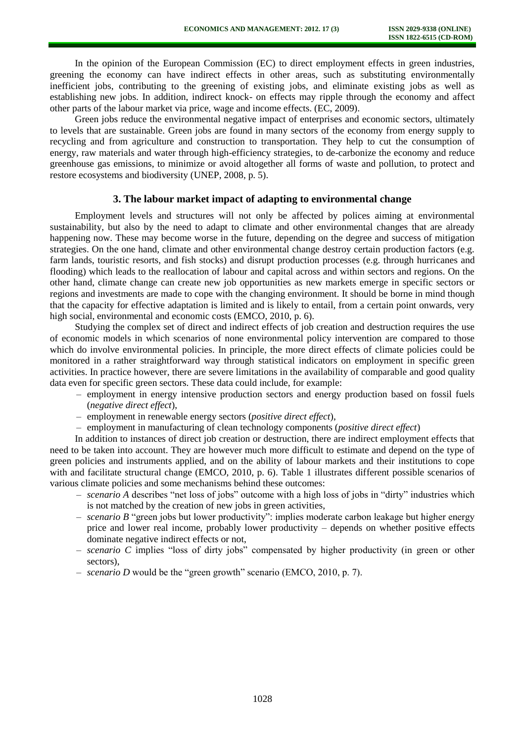In the opinion of the European Commission (EC) to direct employment effects in green industries, greening the economy can have indirect effects in other areas, such as substituting environmentally inefficient jobs, contributing to the greening of existing jobs, and eliminate existing jobs as well as establishing new jobs. In addition, indirect knock- on effects may ripple through the economy and affect other parts of the labour market via price, wage and income effects. (EC, 2009).

Green jobs reduce the environmental negative impact of enterprises and economic sectors, ultimately to levels that are sustainable. Green jobs are found in many sectors of the economy from energy supply to recycling and from agriculture and construction to transportation. They help to cut the consumption of energy, raw materials and water through high-efficiency strategies, to de-carbonize the economy and reduce greenhouse gas emissions, to minimize or avoid altogether all forms of waste and pollution, to protect and restore ecosystems and biodiversity (UNEP, 2008, p. 5).

## 3. The labour market impact of adapting to environmental change

Employment levels and structures will not only be affected by polices aiming at environmental sustainability, but also by the need to adapt to climate and other environmental changes that are already happening now. These may become worse in the future, depending on the degree and success of mitigation strategies. On the one hand, climate and other environmental change destroy certain production factors (e.g. farm lands, touristic resorts, and fish stocks) and disrupt production processes (e.g. through hurricanes and flooding) which leads to the reallocation of labour and capital across and within sectors and regions. On the other hand, climate change can create new job opportunities as new markets emerge in specific sectors or regions and investments are made to cope with the changing environment. It should be borne in mind though that the capacity for effective adaptation is limited and is likely to entail, from a certain point onwards, very high social, environmental and economic costs (EMCO, 2010, p. 6).

Studying the complex set of direct and indirect effects of job creation and destruction requires the use of economic models in which scenarios of none environmental policy intervention are compared to those which do involve environmental policies. In principle, the more direct effects of climate policies could be monitored in a rather straightforward way through statistical indicators on employment in specific green activities. In practice however, there are severe limitations in the availability of comparable and good quality data even for specific green sectors. These data could include, for example:

- employment in energy intensive production sectors and energy production based on fossil fuels (*negative direct effect*),
- employment in renewable energy sectors (*positive direct effect*),
- employment in manufacturing of clean technology components (*positive direct effect*)

In addition to instances of direct job creation or destruction, there are indirect employment effects that need to be taken into account. They are however much more difficult to estimate and depend on the type of green policies and instruments applied, and on the ability of labour markets and their institutions to cope with and facilitate structural change (EMCO, 2010, p. 6). Table 1 illustrates different possible scenarios of various climate policies and some mechanisms behind these outcomes:

- *scenario A* describes "net loss of jobs" outcome with a high loss of jobs in "dirty" industries which is not matched by the creation of new jobs in green activities,
- *scenario B* "green jobs but lower productivity": implies moderate carbon leakage but higher energy price and lower real income, probably lower productivity – depends on whether positive effects dominate negative indirect effects or not,
- *scenario C* implies "loss of dirty jobs" compensated by higher productivity (in green or other sectors),
- *scenario D* would be the "green growth" scenario (EMCO, 2010, p. 7).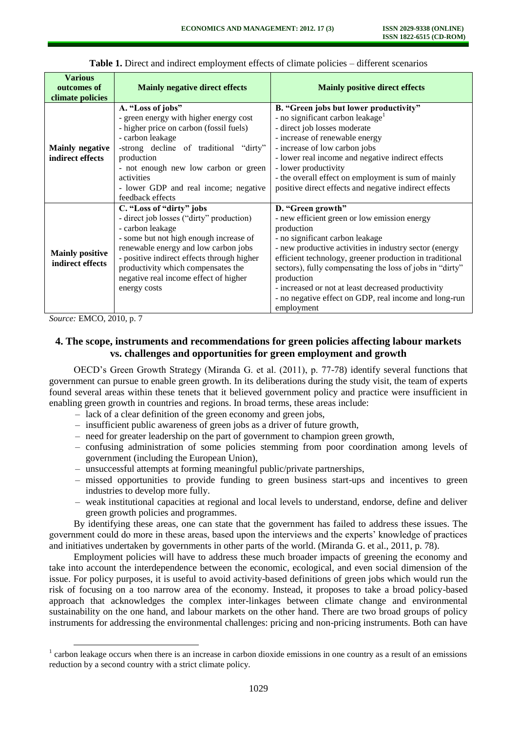**Table 1.** Direct and indirect employment effects of climate policies – different scenarios

| Various outcomes of climate policies | Mainly negative direct effects | Mainly positive direct effects |
|---|---|---|
| **Mainly negative indirect effects** | **A. "Loss of jobs"**<br>- green energy with higher energy cost<br>- higher price on carbon (fossil fuels)<br>- carbon leakage<br>-strong decline of traditional "dirty" production<br>- not enough new low carbon or green activities<br>- lower GDP and real income; negative feedback effects | **B. "Green jobs but lower productivity"**<br>- no significant carbon leakage[1]<br>- direct job losses moderate<br>- increase of renewable energy<br>- increase of low carbon jobs<br>- lower real income and negative indirect effects<br>- lower productivity<br>- the overall effect on employment is sum of mainly positive direct effects and negative indirect effects |
| **Mainly positive indirect effects** | **C. "Loss of "dirty" jobs**<br>- direct job losses ("dirty" production)<br>- carbon leakage<br>- some but not high enough increase of renewable energy and low carbon jobs<br>- positive indirect effects through higher productivity which compensates the negative real income effect of higher energy costs | **D. "Green growth"**<br>- new efficient green or low emission energy production<br>- no significant carbon leakage<br>- new productive activities in industry sector (energy efficient technology, greener production in traditional sectors), fully compensating the loss of jobs in "dirty" production<br>- increased or not at least decreased productivity<br>- no negative effect on GDP, real income and long-run employment |

*Source:* EMCO, 2010, p. 7

## 4. The scope, instruments and recommendations for green policies affecting labour markets vs. challenges and opportunities for green employment and growth

OECD's Green Growth Strategy (Miranda G. et al. (2011), p. 77-78) identify several functions that government can pursue to enable green growth. In its deliberations during the study visit, the team of experts found several areas within these tenets that it believed government policy and practice were insufficient in enabling green growth in countries and regions. In broad terms, these areas include:

- lack of a clear definition of the green economy and green jobs,
- insufficient public awareness of green jobs as a driver of future growth,
- need for greater leadership on the part of government to champion green growth,
- confusing administration of some policies stemming from poor coordination among levels of government (including the European Union),
- unsuccessful attempts at forming meaningful public/private partnerships,
- missed opportunities to provide funding to green business start-ups and incentives to green industries to develop more fully.
- weak institutional capacities at regional and local levels to understand, endorse, define and deliver green growth policies and programmes.

By identifying these areas, one can state that the government has failed to address these issues. The government could do more in these areas, based upon the interviews and the experts' knowledge of practices and initiatives undertaken by governments in other parts of the world. (Miranda G. et al., 2011, p. 78).

Employment policies will have to address these much broader impacts of greening the economy and take into account the interdependence between the economic, ecological, and even social dimension of the issue. For policy purposes, it is useful to avoid activity-based definitions of green jobs which would run the risk of focusing on a too narrow area of the economy. Instead, it proposes to take a broad policy-based approach that acknowledges the complex inter-linkages between climate change and environmental sustainability on the one hand, and labour markets on the other hand. There are two broad groups of policy instruments for addressing the environmental challenges: pricing and non-pricing instruments. Both can have

[1] carbon leakage occurs when there is an increase in carbon dioxide emissions in one country as a result of an emissions reduction by a second country with a strict climate policy.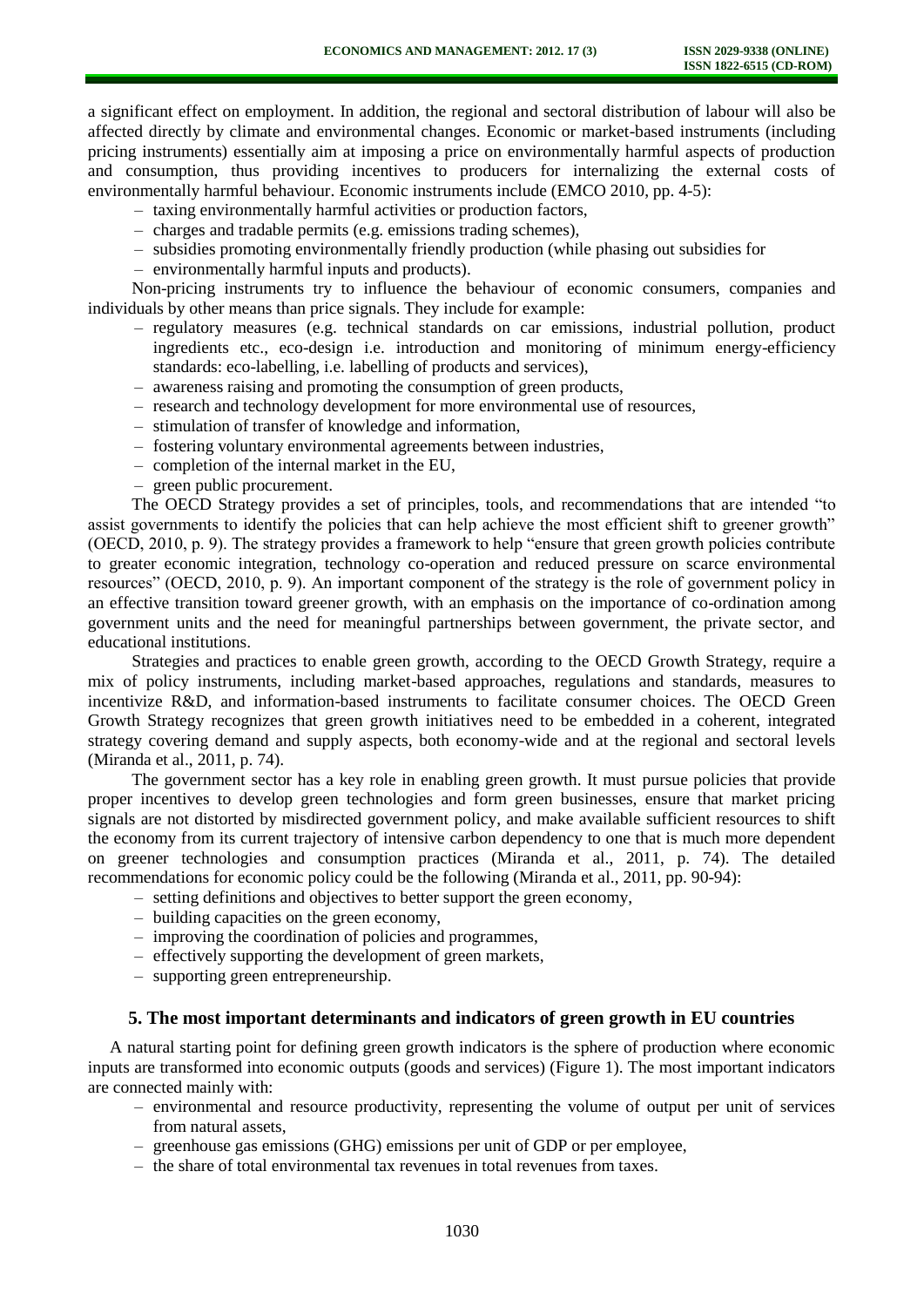a significant effect on employment. In addition, the regional and sectoral distribution of labour will also be affected directly by climate and environmental changes. Economic or market-based instruments (including pricing instruments) essentially aim at imposing a price on environmentally harmful aspects of production and consumption, thus providing incentives to producers for internalizing the external costs of environmentally harmful behaviour. Economic instruments include (EMCO 2010, pp. 4-5):

- taxing environmentally harmful activities or production factors,
- charges and tradable permits (e.g. emissions trading schemes),
- subsidies promoting environmentally friendly production (while phasing out subsidies for
- environmentally harmful inputs and products).

Non-pricing instruments try to influence the behaviour of economic consumers, companies and individuals by other means than price signals. They include for example:

- regulatory measures (e.g. technical standards on car emissions, industrial pollution, product ingredients etc., eco-design i.e. introduction and monitoring of minimum energy-efficiency standards: eco-labelling, i.e. labelling of products and services),
- awareness raising and promoting the consumption of green products,
- research and technology development for more environmental use of resources,
- stimulation of transfer of knowledge and information,
- fostering voluntary environmental agreements between industries,
- completion of the internal market in the EU,
- green public procurement.

The OECD Strategy provides a set of principles, tools, and recommendations that are intended "to assist governments to identify the policies that can help achieve the most efficient shift to greener growth" (OECD, 2010, p. 9). The strategy provides a framework to help "ensure that green growth policies contribute to greater economic integration, technology co-operation and reduced pressure on scarce environmental resources" (OECD, 2010, p. 9). An important component of the strategy is the role of government policy in an effective transition toward greener growth, with an emphasis on the importance of co-ordination among government units and the need for meaningful partnerships between government, the private sector, and educational institutions.

Strategies and practices to enable green growth, according to the OECD Growth Strategy, require a mix of policy instruments, including market-based approaches, regulations and standards, measures to incentivize R&D, and information-based instruments to facilitate consumer choices. The OECD Green Growth Strategy recognizes that green growth initiatives need to be embedded in a coherent, integrated strategy covering demand and supply aspects, both economy-wide and at the regional and sectoral levels (Miranda et al., 2011, p. 74).

The government sector has a key role in enabling green growth. It must pursue policies that provide proper incentives to develop green technologies and form green businesses, ensure that market pricing signals are not distorted by misdirected government policy, and make available sufficient resources to shift the economy from its current trajectory of intensive carbon dependency to one that is much more dependent on greener technologies and consumption practices (Miranda et al., 2011, p. 74). The detailed recommendations for economic policy could be the following (Miranda et al., 2011, pp. 90-94):

- setting definitions and objectives to better support the green economy,
- building capacities on the green economy,
- improving the coordination of policies and programmes,
- effectively supporting the development of green markets,
- supporting green entrepreneurship.

## 5. The most important determinants and indicators of green growth in EU countries

A natural starting point for defining green growth indicators is the sphere of production where economic inputs are transformed into economic outputs (goods and services) (Figure 1). The most important indicators are connected mainly with:

- environmental and resource productivity, representing the volume of output per unit of services from natural assets,
- greenhouse gas emissions (GHG) emissions per unit of GDP or per employee,
- the share of total environmental tax revenues in total revenues from taxes.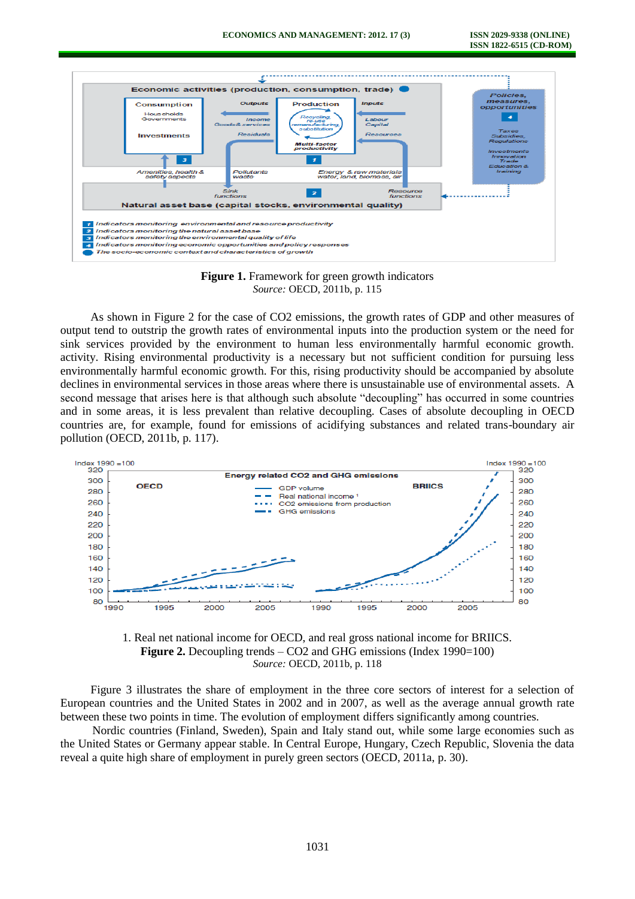**Figure 1.** Framework for green growth indicators
*Source:* OECD, 2011b, p. 115

As shown in Figure 2 for the case of $CO_2$ emissions, the growth rates of GDP and other measures of output tend to outstrip the growth rates of environmental inputs into the production system or the need for sink services provided by the environment to human less environmentally harmful economic growth. activity. Rising environmental productivity is a necessary but not sufficient condition for pursuing less environmentally harmful economic growth. For this, rising productivity should be accompanied by absolute declines in environmental services in those areas where there is unsustainable use of environmental assets. A second message that arises here is that although such absolute "decoupling" has occurred in some countries and in some areas, it is less prevalent than relative decoupling. Cases of absolute decoupling in OECD countries are, for example, found for emissions of acidifying substances and related trans-boundary air pollution (OECD, 2011b, p. 117).

1. Real net national income for OECD, and real gross national income for BRIICS.
**Figure 2.** Decoupling trends – $CO_2$ and GHG emissions (Index 1990=100)
*Source:* OECD, 2011b, p. 118

Figure 3 illustrates the share of employment in the three core sectors of interest for a selection of European countries and the United States in 2002 and in 2007, as well as the average annual growth rate between these two points in time. The evolution of employment differs significantly among countries.

Nordic countries (Finland, Sweden), Spain and Italy stand out, while some large economies such as the United States or Germany appear stable. In Central Europe, Hungary, Czech Republic, Slovenia the data reveal a quite high share of employment in purely green sectors (OECD, 2011a, p. 30).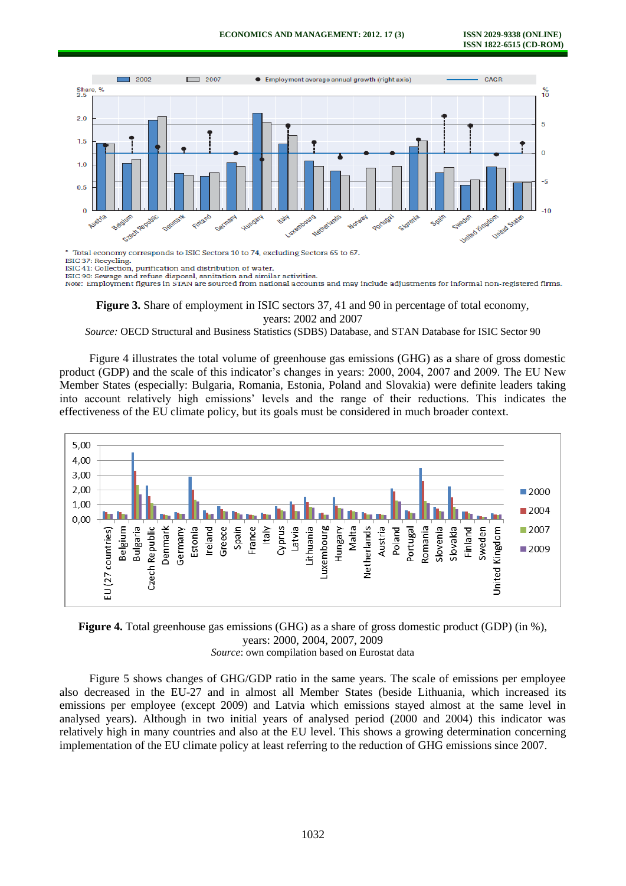\* Total economy corresponds to ISIC Sectors 10 to 74, excluding Sectors 65 to 67.
ISIC 37: Recycling.
ISIC 41: Collection, purification and distribution of water.
ISIC 90: Sewage and refuse disposal, sanitation and similar activities.
Note: Employment figures in STAN are sourced from national accounts and may include adjustments for informal non-registered firms.

**Figure 3.** Share of employment in ISIC sectors 37, 41 and 90 in percentage of total economy, years: 2002 and 2007
*Source:* OECD Structural and Business Statistics (SDBS) Database, and STAN Database for ISIC Sector 90

Figure 4 illustrates the total volume of greenhouse gas emissions (GHG) as a share of gross domestic product (GDP) and the scale of this indicator's changes in years: 2000, 2004, 2007 and 2009. The EU New Member States (especially: Bulgaria, Romania, Estonia, Poland and Slovakia) were definite leaders taking into account relatively high emissions' levels and the range of their reductions. This indicates the effectiveness of the EU climate policy, but its goals must be considered in much broader context.

**Figure 4.** Total greenhouse gas emissions (GHG) as a share of gross domestic product (GDP) (in %), years: 2000, 2004, 2007, 2009
*Source*: own compilation based on Eurostat data

Figure 5 shows changes of GHG/GDP ratio in the same years. The scale of emissions per employee also decreased in the EU-27 and in almost all Member States (beside Lithuania, which increased its emissions per employee (except 2009) and Latvia which emissions stayed almost at the same level in analysed years). Although in two initial years of analysed period (2000 and 2004) this indicator was relatively high in many countries and also at the EU level. This shows a growing determination concerning implementation of the EU climate policy at least referring to the reduction of GHG emissions since 2007.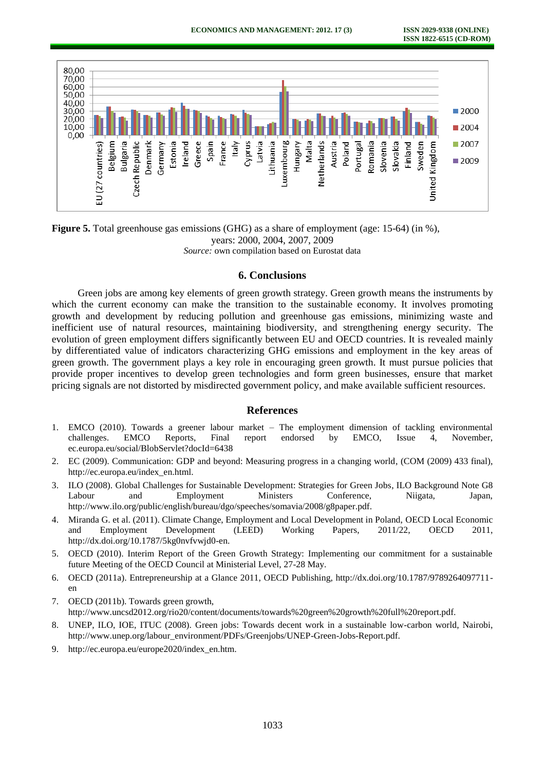80,00
70,00
60,00
50,00
40,00
30,00
20,00
10,00
0,00

EU (27 countries) Belgium Bulgaria Czech Republic Denmark Germany Estonia Ireland Greece Spain France Italy Cyprus Latvia Lithuania Luxembourg Hungary Malta Netherlands Austria Poland Portugal Romania Slovenia Slovakia Finland Sweden United Kingdom

2000
2004
2007
2009

**Figure 5.** Total greenhouse gas emissions (GHG) as a share of employment (age: 15-64) (in %), years: 2000, 2004, 2007, 2009
*Source:* own compilation based on Eurostat data

## 6. Conclusions

Green jobs are among key elements of green growth strategy. Green growth means the instruments by which the current economy can make the transition to the sustainable economy. It involves promoting growth and development by reducing pollution and greenhouse gas emissions, minimizing waste and inefficient use of natural resources, maintaining biodiversity, and strengthening energy security. The evolution of green employment differs significantly between EU and OECD countries. It is revealed mainly by differentiated value of indicators characterizing GHG emissions and employment in the key areas of green growth. The government plays a key role in encouraging green growth. It must pursue policies that provide proper incentives to develop green technologies and form green businesses, ensure that market pricing signals are not distorted by misdirected government policy, and make available sufficient resources.

## References

1. EMCO (2010). Towards a greener labour market – The employment dimension of tackling environmental challenges. EMCO Reports, Final report endorsed by EMCO, Issue 4, November, ec.europa.eu/social/BlobServlet?docId=6438
2. EC (2009). Communication: GDP and beyond: Measuring progress in a changing world, (COM (2009) 433 final), http://ec.europa.eu/index_en.html.
3. ILO (2008). Global Challenges for Sustainable Development: Strategies for Green Jobs, ILO Background Note G8 Labour and Employment Ministers Conference, Niigata, Japan, http://www.ilo.org/public/english/bureau/dgo/speeches/somavia/2008/g8paper.pdf.
4. Miranda G. et al. (2011). Climate Change, Employment and Local Development in Poland, OECD Local Economic and Employment Development (LEED) Working Papers, 2011/22, OECD 2011, http://dx.doi.org/10.1787/5kg0nvfvwjd0-en.
5. OECD (2010). Interim Report of the Green Growth Strategy: Implementing our commitment for a sustainable future Meeting of the OECD Council at Ministerial Level, 27-28 May.
6. OECD (2011a). Entrepreneurship at a Glance 2011, OECD Publishing, http://dx.doi.org/10.1787/9789264097711-en
7. OECD (2011b). Towards green growth, http://www.uncsd2012.org/rio20/content/documents/towards%20green%20growth%20full%20report.pdf.
8. UNEP, ILO, IOE, ITUC (2008). Green jobs: Towards decent work in a sustainable low-carbon world, Nairobi, http://www.unep.org/labour_environment/PDFs/Greenjobs/UNEP-Green-Jobs-Report.pdf.
9. http://ec.europa.eu/europe2020/index_en.htm.